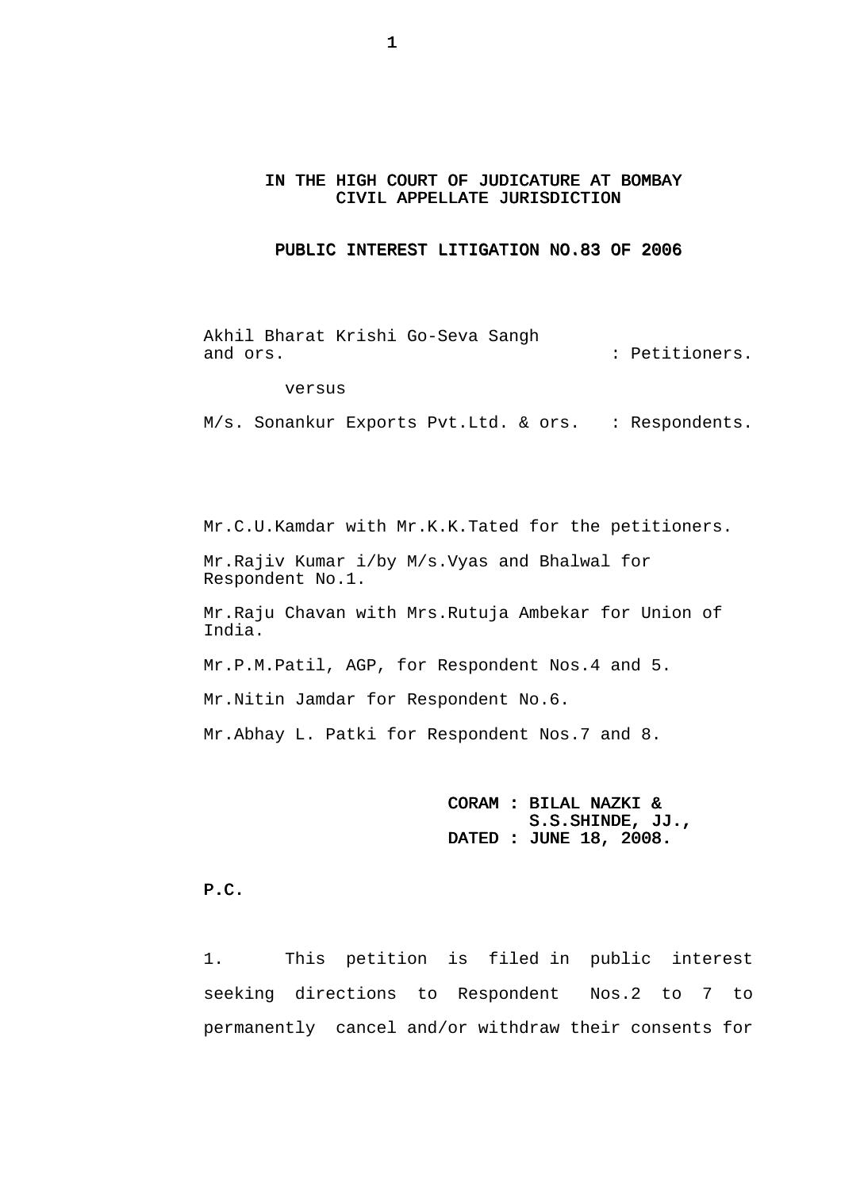**IN THE HIGH COURT OF JUDICATURE AT BOMBAY**
**CIVIL APPELLATE JURISDICTION**

**PUBLIC INTEREST LITIGATION NO.83 OF 2006**

Akhil Bharat Krishi Go-Seva Sangh and ors. : Petitioners.

versus

M/s. Sonankur Exports Pvt.Ltd. & ors. : Respondents.

Mr.C.U.Kamdar with Mr.K.K.Tated for the petitioners.

Mr.Rajiv Kumar i/by M/s.Vyas and Bhalwal for Respondent No.1.

Mr.Raju Chavan with Mrs.Rutuja Ambekar for Union of India.

Mr.P.M.Patil, AGP, for Respondent Nos.4 and 5.

Mr.Nitin Jamdar for Respondent No.6.

Mr.Abhay L. Patki for Respondent Nos.7 and 8.

**CORAM : BILAL NAZKI &**
**S.S.SHINDE, JJ.,**
**DATED : JUNE 18, 2008.**

**P.C.**

1. This petition is filed in public interest seeking directions to Respondent Nos.2 to 7 to permanently cancel and/or withdraw their consents for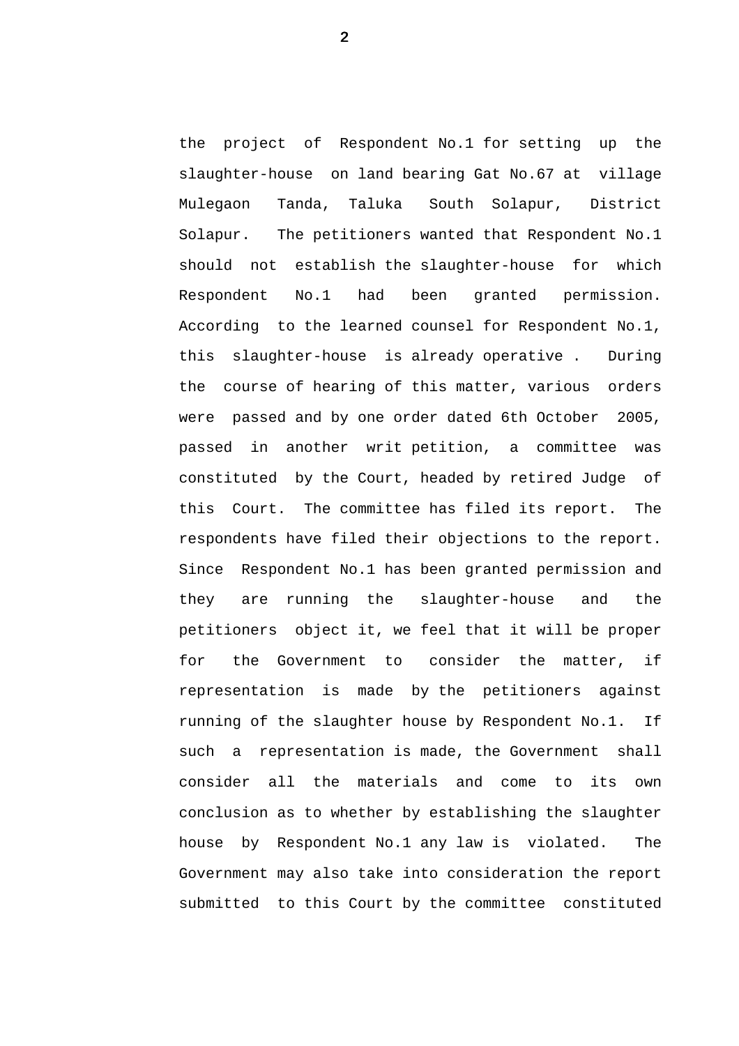the project of Respondent No.1 for setting up the slaughter-house on land bearing Gat No.67 at village Mulegaon Tanda, Taluka South Solapur, District Solapur. The petitioners wanted that Respondent No.1 should not establish the slaughter-house for which Respondent No.1 had been granted permission. According to the learned counsel for Respondent No.1, this slaughter-house is already operative . During the course of hearing of this matter, various orders were passed and by one order dated 6th October 2005, passed in another writ petition, a committee was constituted by the Court, headed by retired Judge of this Court. The committee has filed its report. The respondents have filed their objections to the report. Since Respondent No.1 has been granted permission and they are running the slaughter-house and the petitioners object it, we feel that it will be proper for the Government to consider the matter, if representation is made by the petitioners against running of the slaughter house by Respondent No.1. If such a representation is made, the Government shall consider all the materials and come to its own conclusion as to whether by establishing the slaughter house by Respondent No.1 any law is violated. The Government may also take into consideration the report submitted to this Court by the committee constituted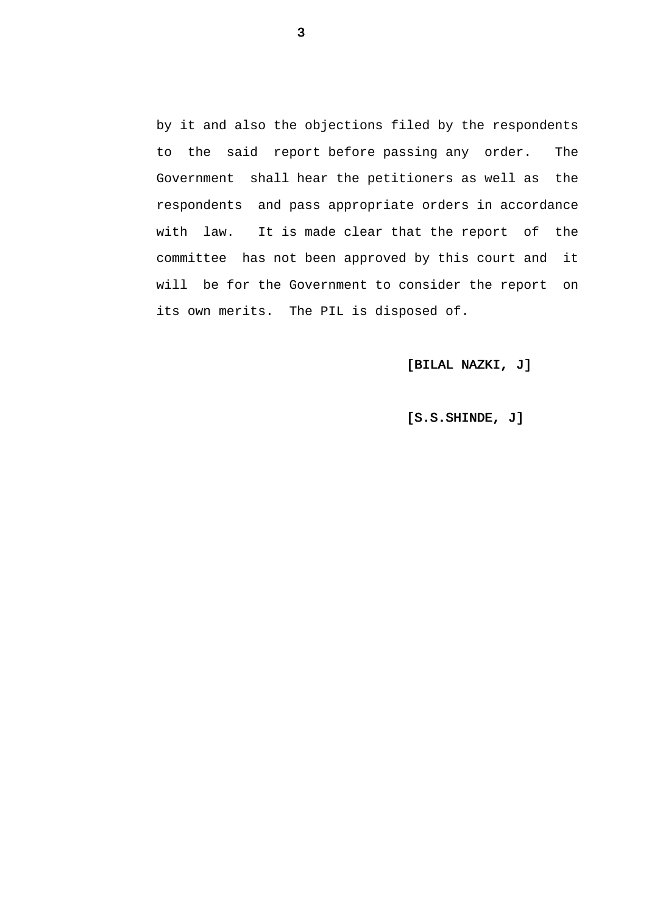by it and also the objections filed by the respondents to the said report before passing any order. The Government shall hear the petitioners as well as the respondents and pass appropriate orders in accordance with law. It is made clear that the report of the committee has not been approved by this court and it will be for the Government to consider the report on its own merits. The PIL is disposed of.

**[BILAL NAZKI, J]**

**[S.S.SHINDE, J]**